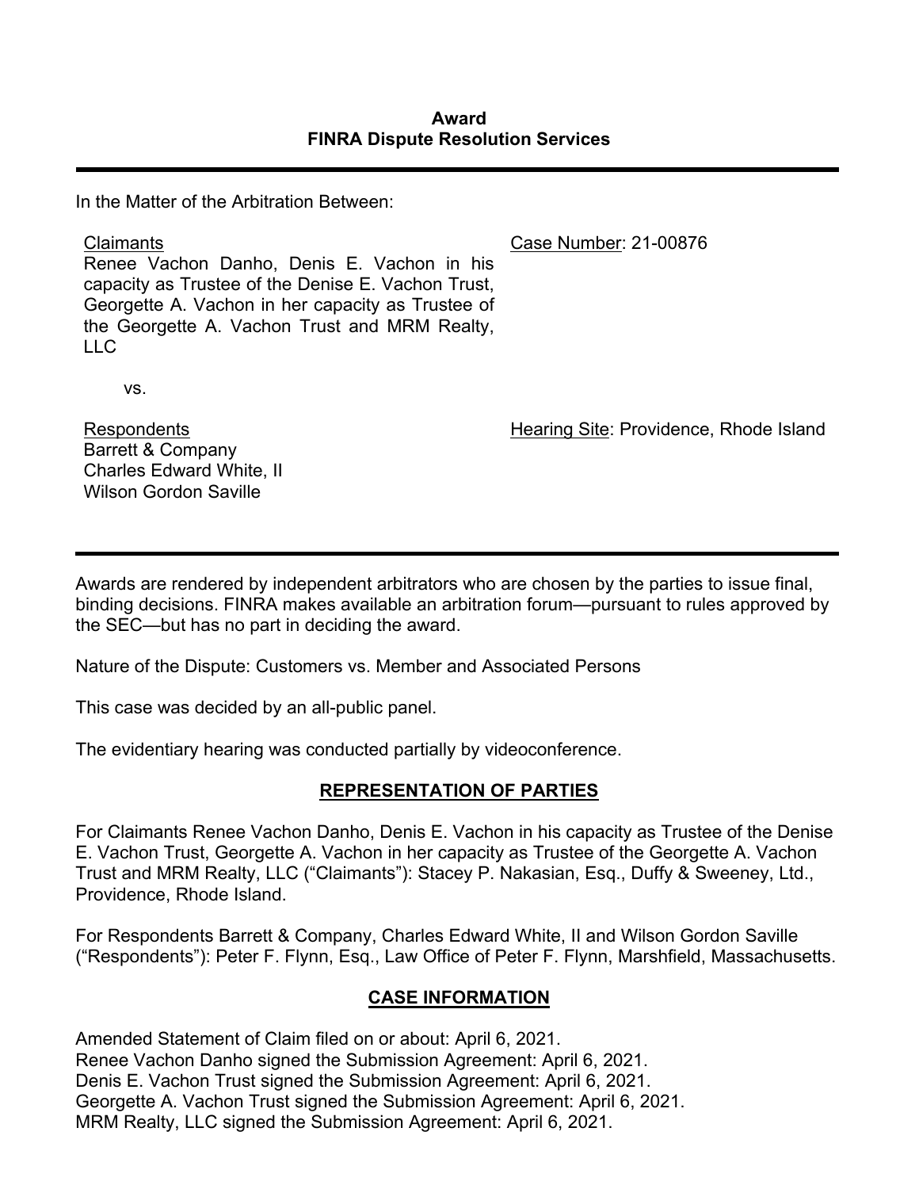**Award**
**FINRA Dispute Resolution Services**

---

In the Matter of the Arbitration Between:

Claimants
Renee Vachon Danho, Denis E. Vachon in his capacity as Trustee of the Denise E. Vachon Trust, Georgette A. Vachon in her capacity as Trustee of the Georgette A. Vachon Trust and MRM Realty, LLC

Case Number: 21-00876

vs.

Respondents
Barrett & Company
Charles Edward White, II
Wilson Gordon Saville

Hearing Site: Providence, Rhode Island

---

Awards are rendered by independent arbitrators who are chosen by the parties to issue final, binding decisions. FINRA makes available an arbitration forum—pursuant to rules approved by the SEC—but has no part in deciding the award.

Nature of the Dispute: Customers vs. Member and Associated Persons

This case was decided by an all-public panel.

The evidentiary hearing was conducted partially by videoconference.

## REPRESENTATION OF PARTIES

For Claimants Renee Vachon Danho, Denis E. Vachon in his capacity as Trustee of the Denise E. Vachon Trust, Georgette A. Vachon in her capacity as Trustee of the Georgette A. Vachon Trust and MRM Realty, LLC ("Claimants"): Stacey P. Nakasian, Esq., Duffy & Sweeney, Ltd., Providence, Rhode Island.

For Respondents Barrett & Company, Charles Edward White, II and Wilson Gordon Saville ("Respondents"): Peter F. Flynn, Esq., Law Office of Peter F. Flynn, Marshfield, Massachusetts.

## CASE INFORMATION

Amended Statement of Claim filed on or about: April 6, 2021.
Renee Vachon Danho signed the Submission Agreement: April 6, 2021.
Denis E. Vachon Trust signed the Submission Agreement: April 6, 2021.
Georgette A. Vachon Trust signed the Submission Agreement: April 6, 2021.
MRM Realty, LLC signed the Submission Agreement: April 6, 2021.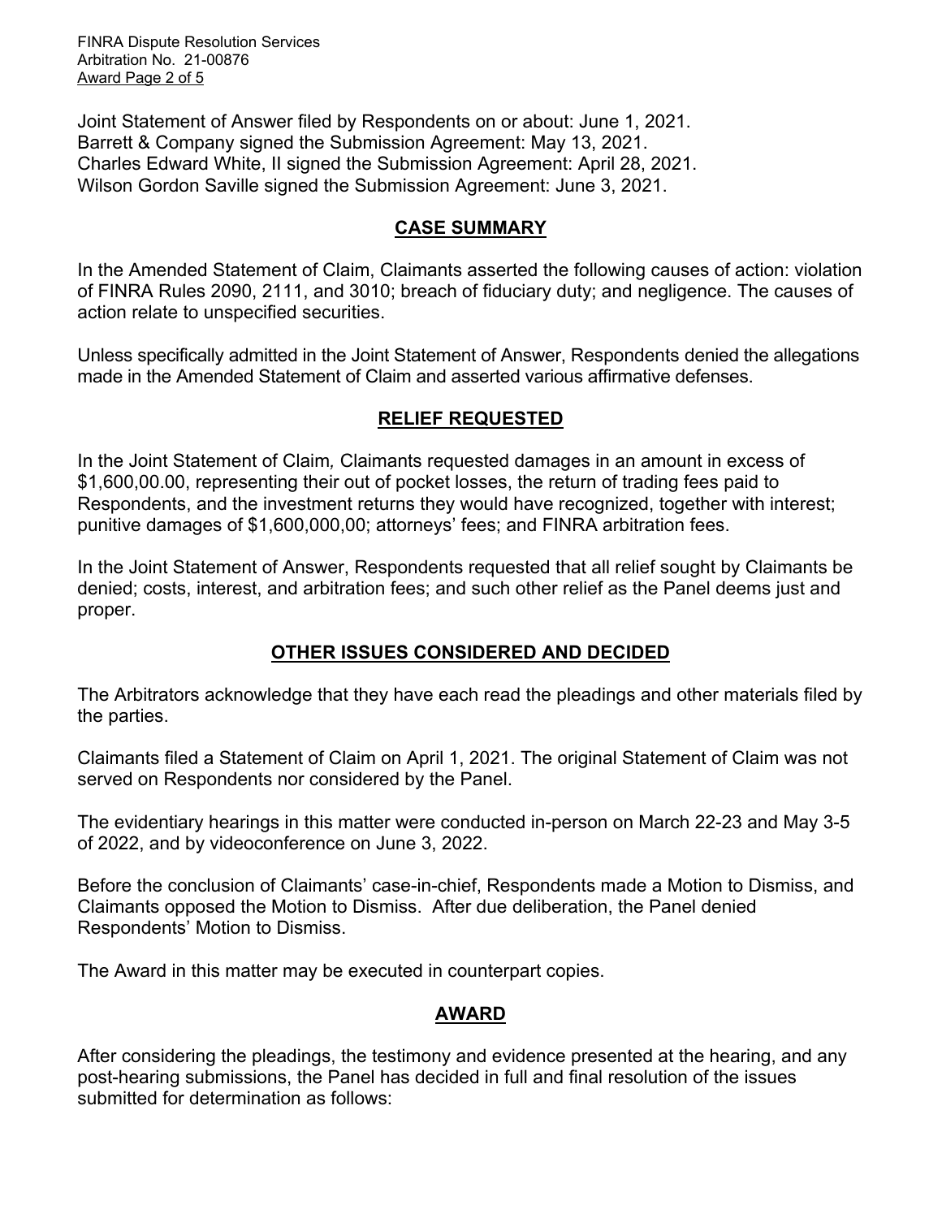Joint Statement of Answer filed by Respondents on or about: June 1, 2021.
Barrett & Company signed the Submission Agreement: May 13, 2021.
Charles Edward White, II signed the Submission Agreement: April 28, 2021.
Wilson Gordon Saville signed the Submission Agreement: June 3, 2021.

## CASE SUMMARY

In the Amended Statement of Claim, Claimants asserted the following causes of action: violation of FINRA Rules 2090, 2111, and 3010; breach of fiduciary duty; and negligence. The causes of action relate to unspecified securities.

Unless specifically admitted in the Joint Statement of Answer, Respondents denied the allegations made in the Amended Statement of Claim and asserted various affirmative defenses.

## RELIEF REQUESTED

In the Joint Statement of Claim, Claimants requested damages in an amount in excess of $1,600,00.00, representing their out of pocket losses, the return of trading fees paid to Respondents, and the investment returns they would have recognized, together with interest; punitive damages of $1,600,000,00; attorneys' fees; and FINRA arbitration fees.

In the Joint Statement of Answer, Respondents requested that all relief sought by Claimants be denied; costs, interest, and arbitration fees; and such other relief as the Panel deems just and proper.

## OTHER ISSUES CONSIDERED AND DECIDED

The Arbitrators acknowledge that they have each read the pleadings and other materials filed by the parties.

Claimants filed a Statement of Claim on April 1, 2021. The original Statement of Claim was not served on Respondents nor considered by the Panel.

The evidentiary hearings in this matter were conducted in-person on March 22-23 and May 3-5 of 2022, and by videoconference on June 3, 2022.

Before the conclusion of Claimants' case-in-chief, Respondents made a Motion to Dismiss, and Claimants opposed the Motion to Dismiss. After due deliberation, the Panel denied Respondents' Motion to Dismiss.

The Award in this matter may be executed in counterpart copies.

## AWARD

After considering the pleadings, the testimony and evidence presented at the hearing, and any post-hearing submissions, the Panel has decided in full and final resolution of the issues submitted for determination as follows: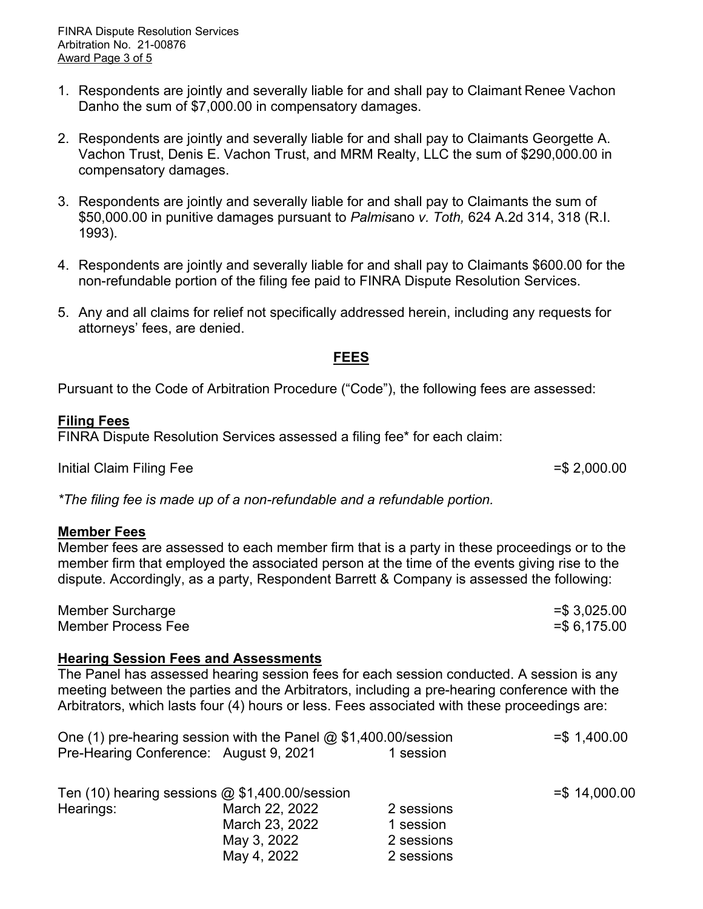1. Respondents are jointly and severally liable for and shall pay to Claimant Renee Vachon Danho the sum of $7,000.00 in compensatory damages.

2. Respondents are jointly and severally liable for and shall pay to Claimants Georgette A. Vachon Trust, Denis E. Vachon Trust, and MRM Realty, LLC the sum of $290,000.00 in compensatory damages.

3. Respondents are jointly and severally liable for and shall pay to Claimants the sum of $50,000.00 in punitive damages pursuant to *Palmisano v. Toth,* 624 A.2d 314, 318 (R.I. 1993).

4. Respondents are jointly and severally liable for and shall pay to Claimants $600.00 for the non-refundable portion of the filing fee paid to FINRA Dispute Resolution Services.

5. Any and all claims for relief not specifically addressed herein, including any requests for attorneys' fees, are denied.

## FEES

Pursuant to the Code of Arbitration Procedure ("Code"), the following fees are assessed:

**Filing Fees**

FINRA Dispute Resolution Services assessed a filing fee* for each claim:

| | |
|---|---|
| Initial Claim Filing Fee | =$ 2,000.00 |

*\*The filing fee is made up of a non-refundable and a refundable portion.*

**Member Fees**

Member fees are assessed to each member firm that is a party in these proceedings or to the member firm that employed the associated person at the time of the events giving rise to the dispute. Accordingly, as a party, Respondent Barrett & Company is assessed the following:

| | |
|---|---|
| Member Surcharge | =$ 3,025.00 |
| Member Process Fee | =$ 6,175.00 |

**Hearing Session Fees and Assessments**

The Panel has assessed hearing session fees for each session conducted. A session is any meeting between the parties and the Arbitrators, including a pre-hearing conference with the Arbitrators, which lasts four (4) hours or less. Fees associated with these proceedings are:

| | | | |
|---|---|---|---|
| One (1) pre-hearing session with the Panel @ $1,400.00/session | | | =$ 1,400.00 |
| Pre-Hearing Conference: | August 9, 2021 | 1 session | |
| | | | |
| Ten (10) hearing sessions @ $1,400.00/session | | | =$ 14,000.00 |
| Hearings: | March 22, 2022 | 2 sessions | |
| | March 23, 2022 | 1 session | |
| | May 3, 2022 | 2 sessions | |
| | May 4, 2022 | 2 sessions | |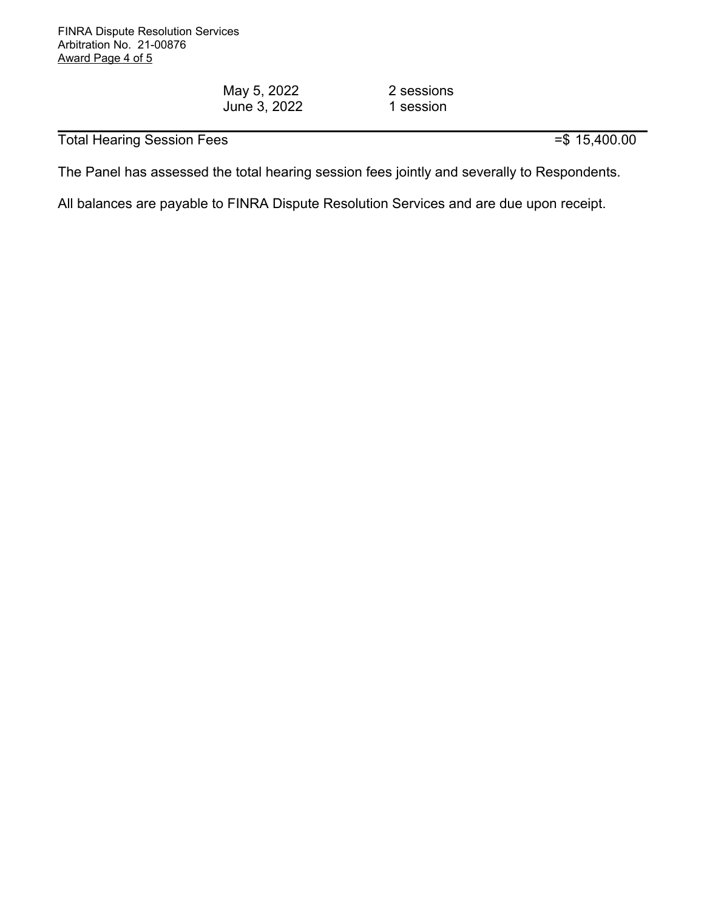| | | |
|---|---|---|
| May 5, 2022 | 2 sessions | |
| June 3, 2022 | 1 session | |
| **Total Hearing Session Fees** | | =$ 15,400.00 |

The Panel has assessed the total hearing session fees jointly and severally to Respondents.

All balances are payable to FINRA Dispute Resolution Services and are due upon receipt.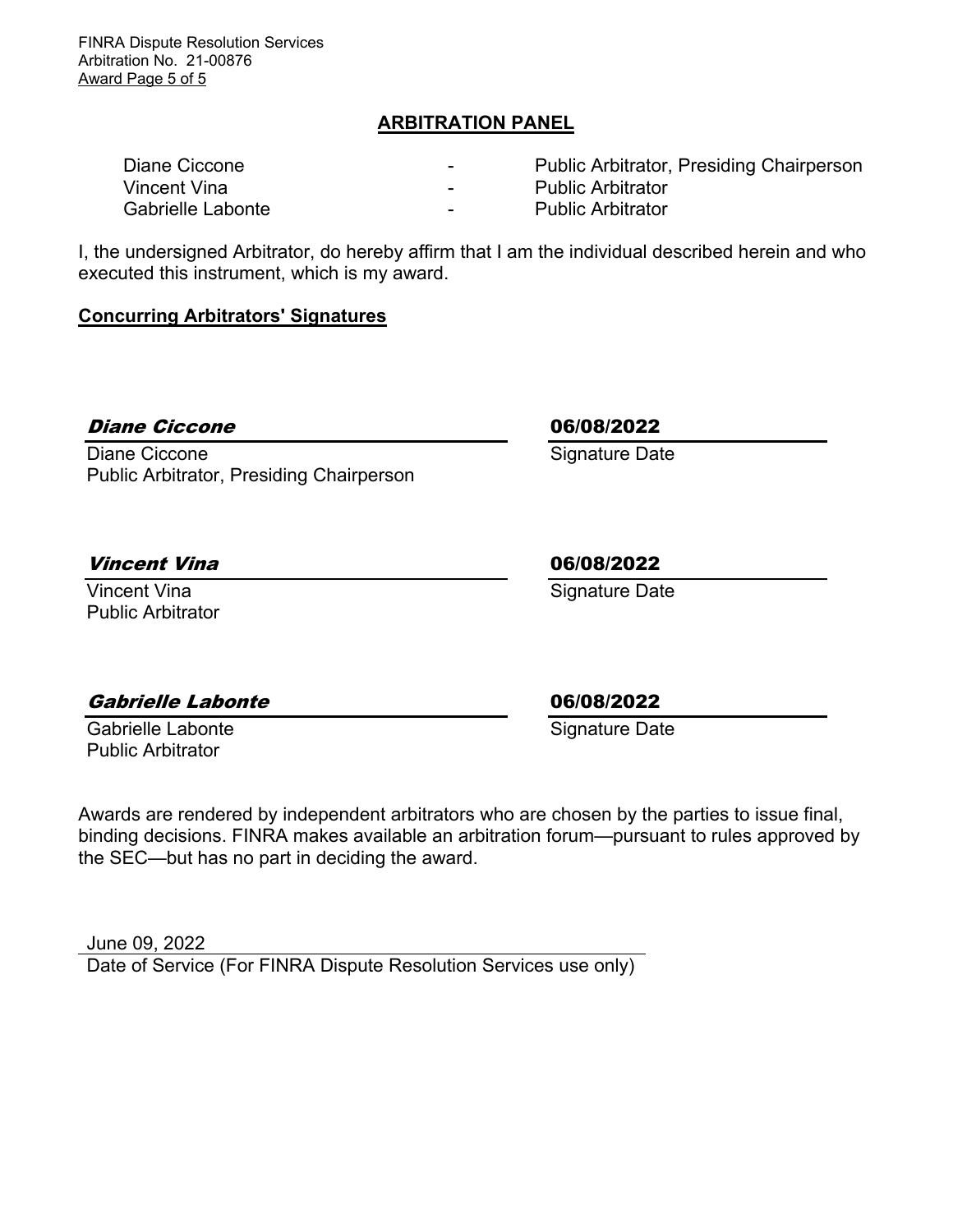## ARBITRATION PANEL

| | | |
|---|---|---|
| Diane Ciccone | - | Public Arbitrator, Presiding Chairperson |
| Vincent Vina | - | Public Arbitrator |
| Gabrielle Labonte | - | Public Arbitrator |

I, the undersigned Arbitrator, do hereby affirm that I am the individual described herein and who executed this instrument, which is my award.

**Concurring Arbitrators' Signatures**

| | |
|---|---|
| *Diane Ciccone* | **06/08/2022** |
| Diane Ciccone<br>Public Arbitrator, Presiding Chairperson | Signature Date |
| *Vincent Vina* | **06/08/2022** |
| Vincent Vina<br>Public Arbitrator | Signature Date |
| *Gabrielle Labonte* | **06/08/2022** |
| Gabrielle Labonte<br>Public Arbitrator | Signature Date |

Awards are rendered by independent arbitrators who are chosen by the parties to issue final, binding decisions. FINRA makes available an arbitration forum—pursuant to rules approved by the SEC—but has no part in deciding the award.

June 09, 2022
Date of Service (For FINRA Dispute Resolution Services use only)